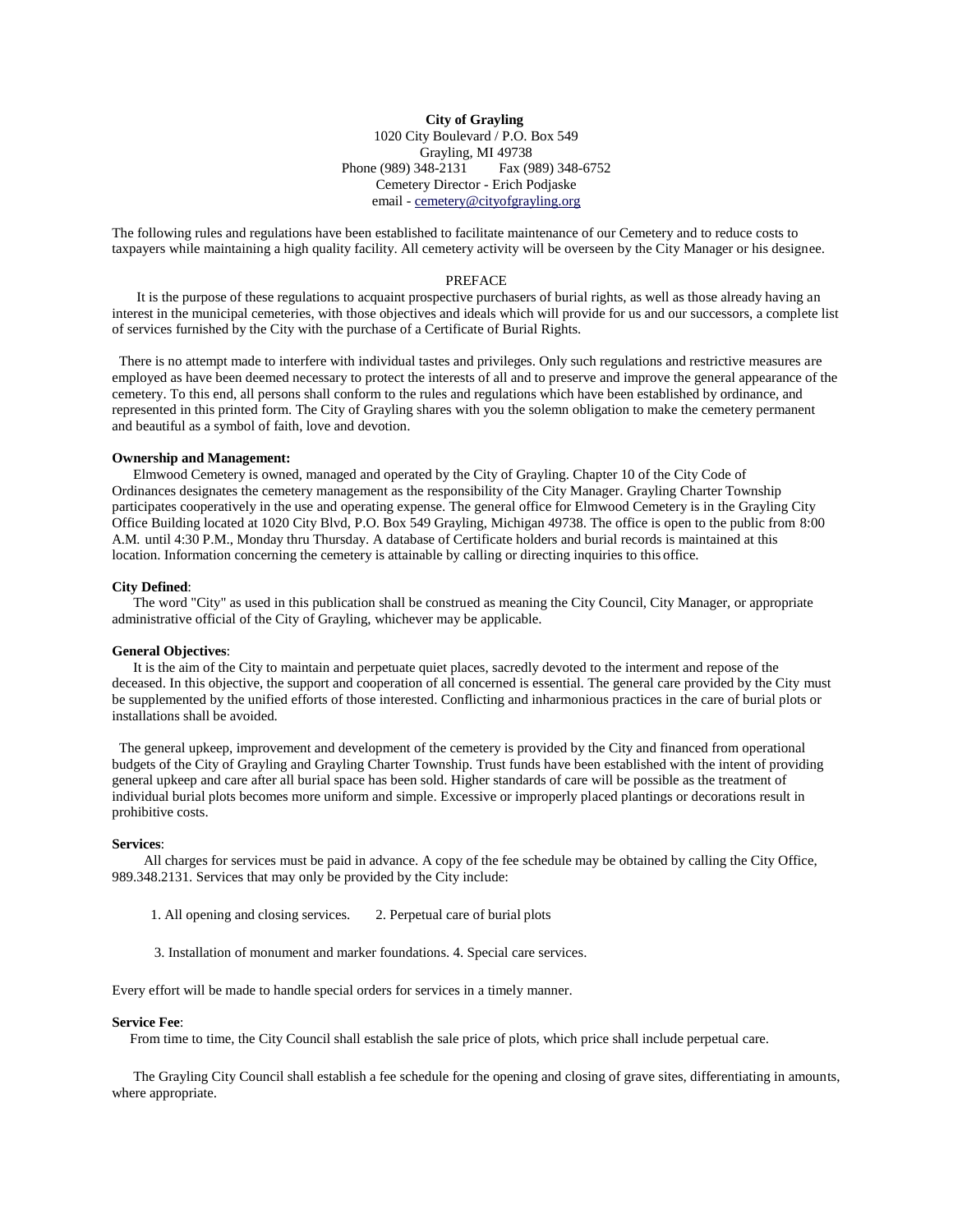**City of Grayling**
1020 City Boulevard / P.O. Box 549
Grayling, MI 49738
Phone (989) 348-2131 Fax (989) 348-6752
Cemetery Director - Erich Podjaske
email - cemetery@cityofgrayling.org

The following rules and regulations have been established to facilitate maintenance of our Cemetery and to reduce costs to taxpayers while maintaining a high quality facility. All cemetery activity will be overseen by the City Manager or his designee.

PREFACE

It is the purpose of these regulations to acquaint prospective purchasers of burial rights, as well as those already having an interest in the municipal cemeteries, with those objectives and ideals which will provide for us and our successors, a complete list of services furnished by the City with the purchase of a Certificate of Burial Rights.

There is no attempt made to interfere with individual tastes and privileges. Only such regulations and restrictive measures are employed as have been deemed necessary to protect the interests of all and to preserve and improve the general appearance of the cemetery. To this end, all persons shall conform to the rules and regulations which have been established by ordinance, and represented in this printed form. The City of Grayling shares with you the solemn obligation to make the cemetery permanent and beautiful as a symbol of faith, love and devotion.

**Ownership and Management:**
Elmwood Cemetery is owned, managed and operated by the City of Grayling. Chapter 10 of the City Code of Ordinances designates the cemetery management as the responsibility of the City Manager. Grayling Charter Township participates cooperatively in the use and operating expense. The general office for Elmwood Cemetery is in the Grayling City Office Building located at 1020 City Blvd, P.O. Box 549 Grayling, Michigan 49738. The office is open to the public from 8:00 A.M. until 4:30 P.M., Monday thru Thursday. A database of Certificate holders and burial records is maintained at this location. Information concerning the cemetery is attainable by calling or directing inquiries to this office.

**City Defined**:
The word "City" as used in this publication shall be construed as meaning the City Council, City Manager, or appropriate administrative official of the City of Grayling, whichever may be applicable.

**General Objectives**:
It is the aim of the City to maintain and perpetuate quiet places, sacredly devoted to the interment and repose of the deceased. In this objective, the support and cooperation of all concerned is essential. The general care provided by the City must be supplemented by the unified efforts of those interested. Conflicting and inharmonious practices in the care of burial plots or installations shall be avoided.

The general upkeep, improvement and development of the cemetery is provided by the City and financed from operational budgets of the City of Grayling and Grayling Charter Township. Trust funds have been established with the intent of providing general upkeep and care after all burial space has been sold. Higher standards of care will be possible as the treatment of individual burial plots becomes more uniform and simple. Excessive or improperly placed plantings or decorations result in prohibitive costs.

**Services**:
All charges for services must be paid in advance. A copy of the fee schedule may be obtained by calling the City Office, 989.348.2131. Services that may only be provided by the City include:

1. All opening and closing services.
2. Perpetual care of burial plots
3. Installation of monument and marker foundations.
4. Special care services.

Every effort will be made to handle special orders for services in a timely manner.

**Service Fee**:
From time to time, the City Council shall establish the sale price of plots, which price shall include perpetual care.

The Grayling City Council shall establish a fee schedule for the opening and closing of grave sites, differentiating in amounts, where appropriate.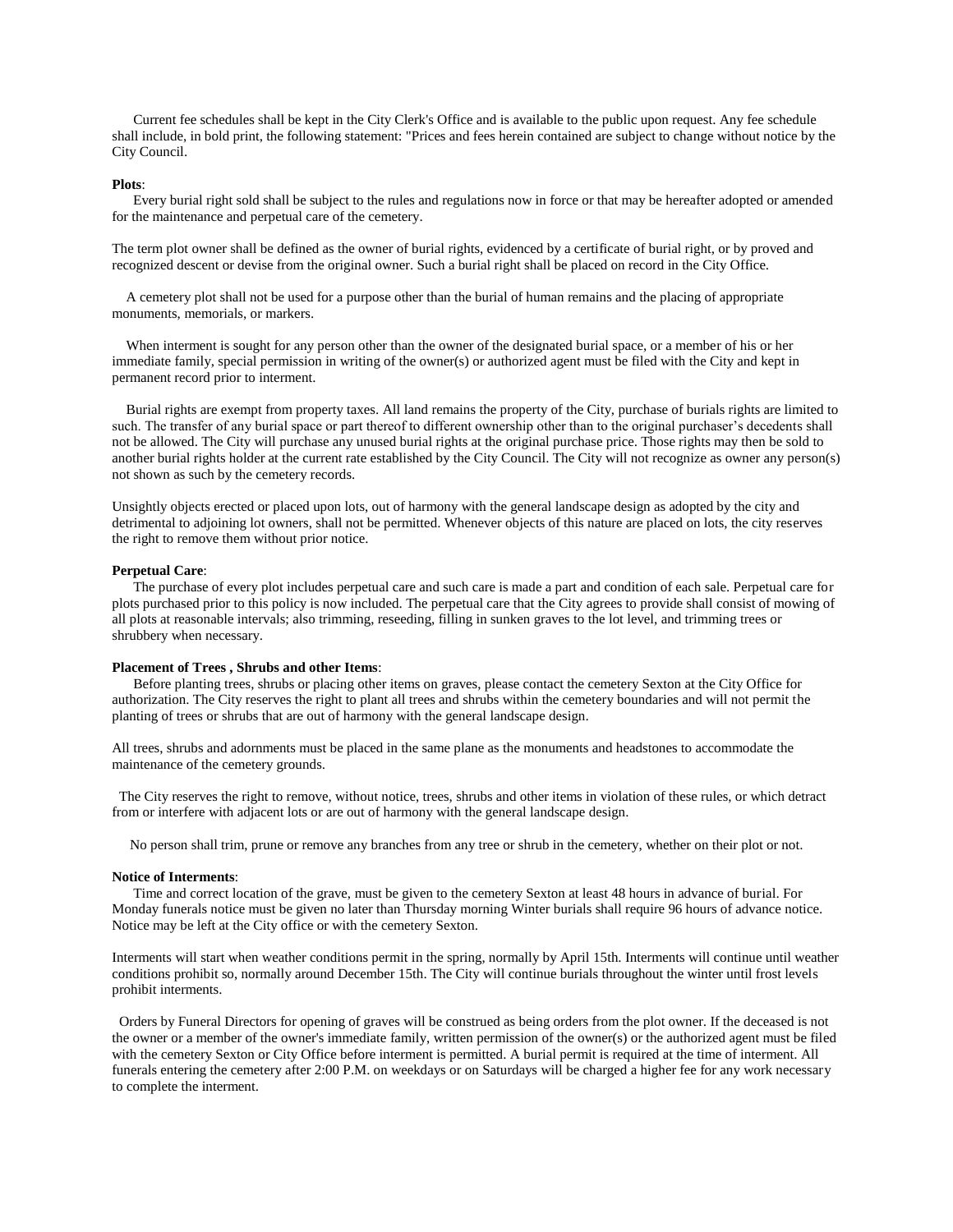Current fee schedules shall be kept in the City Clerk's Office and is available to the public upon request. Any fee schedule shall include, in bold print, the following statement: "Prices and fees herein contained are subject to change without notice by the City Council.

**Plots**:

Every burial right sold shall be subject to the rules and regulations now in force or that may be hereafter adopted or amended for the maintenance and perpetual care of the cemetery.

The term plot owner shall be defined as the owner of burial rights, evidenced by a certificate of burial right, or by proved and recognized descent or devise from the original owner. Such a burial right shall be placed on record in the City Office.

A cemetery plot shall not be used for a purpose other than the burial of human remains and the placing of appropriate monuments, memorials, or markers.

When interment is sought for any person other than the owner of the designated burial space, or a member of his or her immediate family, special permission in writing of the owner(s) or authorized agent must be filed with the City and kept in permanent record prior to interment.

Burial rights are exempt from property taxes. All land remains the property of the City, purchase of burials rights are limited to such. The transfer of any burial space or part thereof to different ownership other than to the original purchaser's decedents shall not be allowed. The City will purchase any unused burial rights at the original purchase price. Those rights may then be sold to another burial rights holder at the current rate established by the City Council. The City will not recognize as owner any person(s) not shown as such by the cemetery records.

Unsightly objects erected or placed upon lots, out of harmony with the general landscape design as adopted by the city and detrimental to adjoining lot owners, shall not be permitted. Whenever objects of this nature are placed on lots, the city reserves the right to remove them without prior notice.

**Perpetual Care**:

The purchase of every plot includes perpetual care and such care is made a part and condition of each sale. Perpetual care for plots purchased prior to this policy is now included. The perpetual care that the City agrees to provide shall consist of mowing of all plots at reasonable intervals; also trimming, reseeding, filling in sunken graves to the lot level, and trimming trees or shrubbery when necessary.

**Placement of Trees , Shrubs and other Items**:

Before planting trees, shrubs or placing other items on graves, please contact the cemetery Sexton at the City Office for authorization. The City reserves the right to plant all trees and shrubs within the cemetery boundaries and will not permit the planting of trees or shrubs that are out of harmony with the general landscape design.

All trees, shrubs and adornments must be placed in the same plane as the monuments and headstones to accommodate the maintenance of the cemetery grounds.

The City reserves the right to remove, without notice, trees, shrubs and other items in violation of these rules, or which detract from or interfere with adjacent lots or are out of harmony with the general landscape design.

No person shall trim, prune or remove any branches from any tree or shrub in the cemetery, whether on their plot or not.

**Notice of Interments**:

Time and correct location of the grave, must be given to the cemetery Sexton at least 48 hours in advance of burial. For Monday funerals notice must be given no later than Thursday morning Winter burials shall require 96 hours of advance notice. Notice may be left at the City office or with the cemetery Sexton.

Interments will start when weather conditions permit in the spring, normally by April 15th. Interments will continue until weather conditions prohibit so, normally around December 15th. The City will continue burials throughout the winter until frost levels prohibit interments.

Orders by Funeral Directors for opening of graves will be construed as being orders from the plot owner. If the deceased is not the owner or a member of the owner's immediate family, written permission of the owner(s) or the authorized agent must be filed with the cemetery Sexton or City Office before interment is permitted. A burial permit is required at the time of interment. All funerals entering the cemetery after 2:00 P.M. on weekdays or on Saturdays will be charged a higher fee for any work necessary to complete the interment.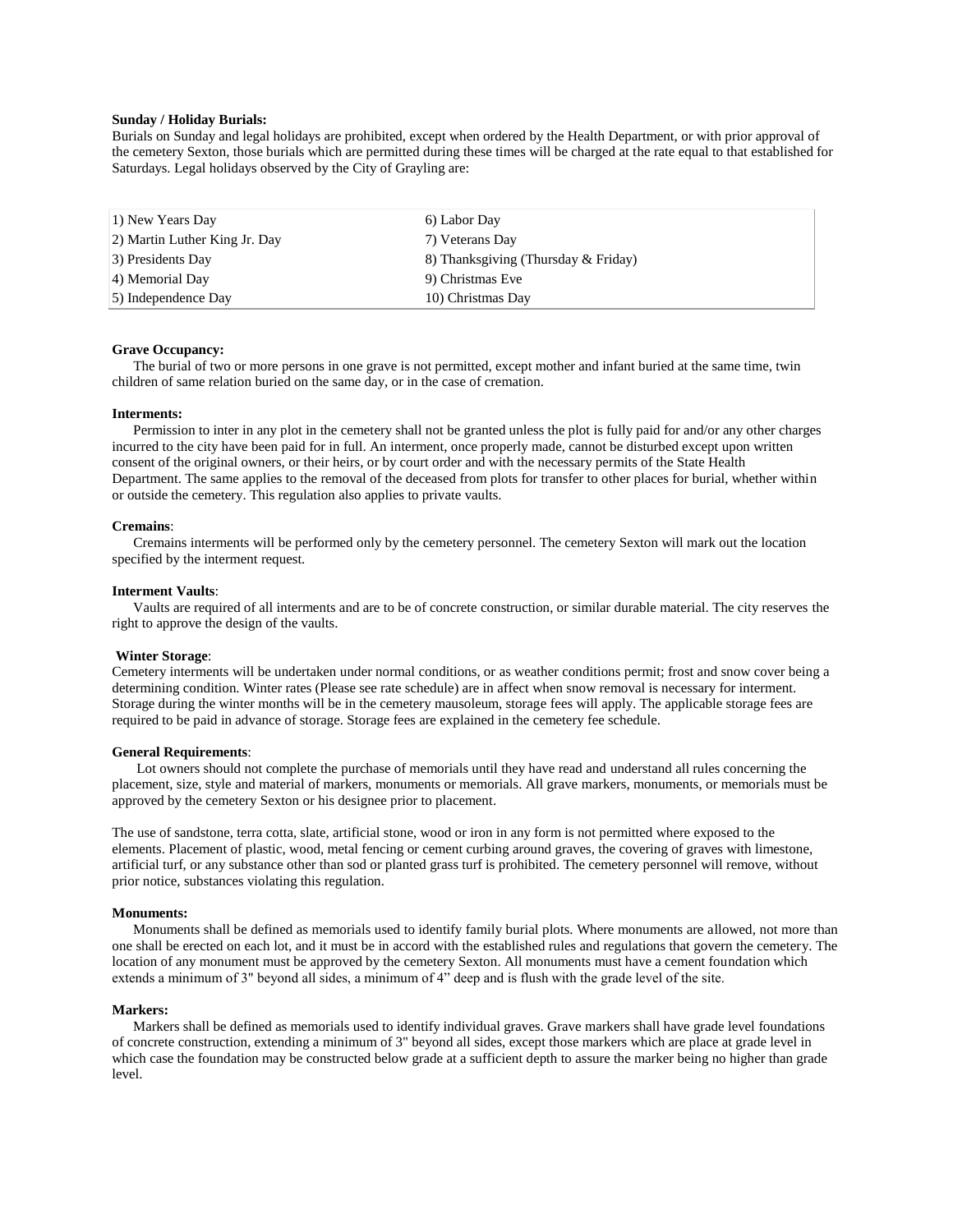**Sunday / Holiday Burials:**
Burials on Sunday and legal holidays are prohibited, except when ordered by the Health Department, or with prior approval of the cemetery Sexton, those burials which are permitted during these times will be charged at the rate equal to that established for Saturdays. Legal holidays observed by the City of Grayling are:

| | |
|---|---|
| 1) New Years Day | 6) Labor Day |
| 2) Martin Luther King Jr. Day | 7) Veterans Day |
| 3) Presidents Day | 8) Thanksgiving (Thursday & Friday) |
| 4) Memorial Day | 9) Christmas Eve |
| 5) Independence Day | 10) Christmas Day |

**Grave Occupancy:**
The burial of two or more persons in one grave is not permitted, except mother and infant buried at the same time, twin children of same relation buried on the same day, or in the case of cremation.

**Interments:**
Permission to inter in any plot in the cemetery shall not be granted unless the plot is fully paid for and/or any other charges incurred to the city have been paid for in full. An interment, once properly made, cannot be disturbed except upon written consent of the original owners, or their heirs, or by court order and with the necessary permits of the State Health Department. The same applies to the removal of the deceased from plots for transfer to other places for burial, whether within or outside the cemetery. This regulation also applies to private vaults.

**Cremains**:
Cremains interments will be performed only by the cemetery personnel. The cemetery Sexton will mark out the location specified by the interment request.

**Interment Vaults**:
Vaults are required of all interments and are to be of concrete construction, or similar durable material. The city reserves the right to approve the design of the vaults.

**Winter Storage**:
Cemetery interments will be undertaken under normal conditions, or as weather conditions permit; frost and snow cover being a determining condition. Winter rates (Please see rate schedule) are in affect when snow removal is necessary for interment. Storage during the winter months will be in the cemetery mausoleum, storage fees will apply. The applicable storage fees are required to be paid in advance of storage. Storage fees are explained in the cemetery fee schedule.

**General Requirements**:
Lot owners should not complete the purchase of memorials until they have read and understand all rules concerning the placement, size, style and material of markers, monuments or memorials. All grave markers, monuments, or memorials must be approved by the cemetery Sexton or his designee prior to placement.

The use of sandstone, terra cotta, slate, artificial stone, wood or iron in any form is not permitted where exposed to the elements. Placement of plastic, wood, metal fencing or cement curbing around graves, the covering of graves with limestone, artificial turf, or any substance other than sod or planted grass turf is prohibited. The cemetery personnel will remove, without prior notice, substances violating this regulation.

**Monuments:**
Monuments shall be defined as memorials used to identify family burial plots. Where monuments are allowed, not more than one shall be erected on each lot, and it must be in accord with the established rules and regulations that govern the cemetery. The location of any monument must be approved by the cemetery Sexton. All monuments must have a cement foundation which extends a minimum of 3" beyond all sides, a minimum of 4" deep and is flush with the grade level of the site.

**Markers:**
Markers shall be defined as memorials used to identify individual graves. Grave markers shall have grade level foundations of concrete construction, extending a minimum of 3" beyond all sides, except those markers which are place at grade level in which case the foundation may be constructed below grade at a sufficient depth to assure the marker being no higher than grade level.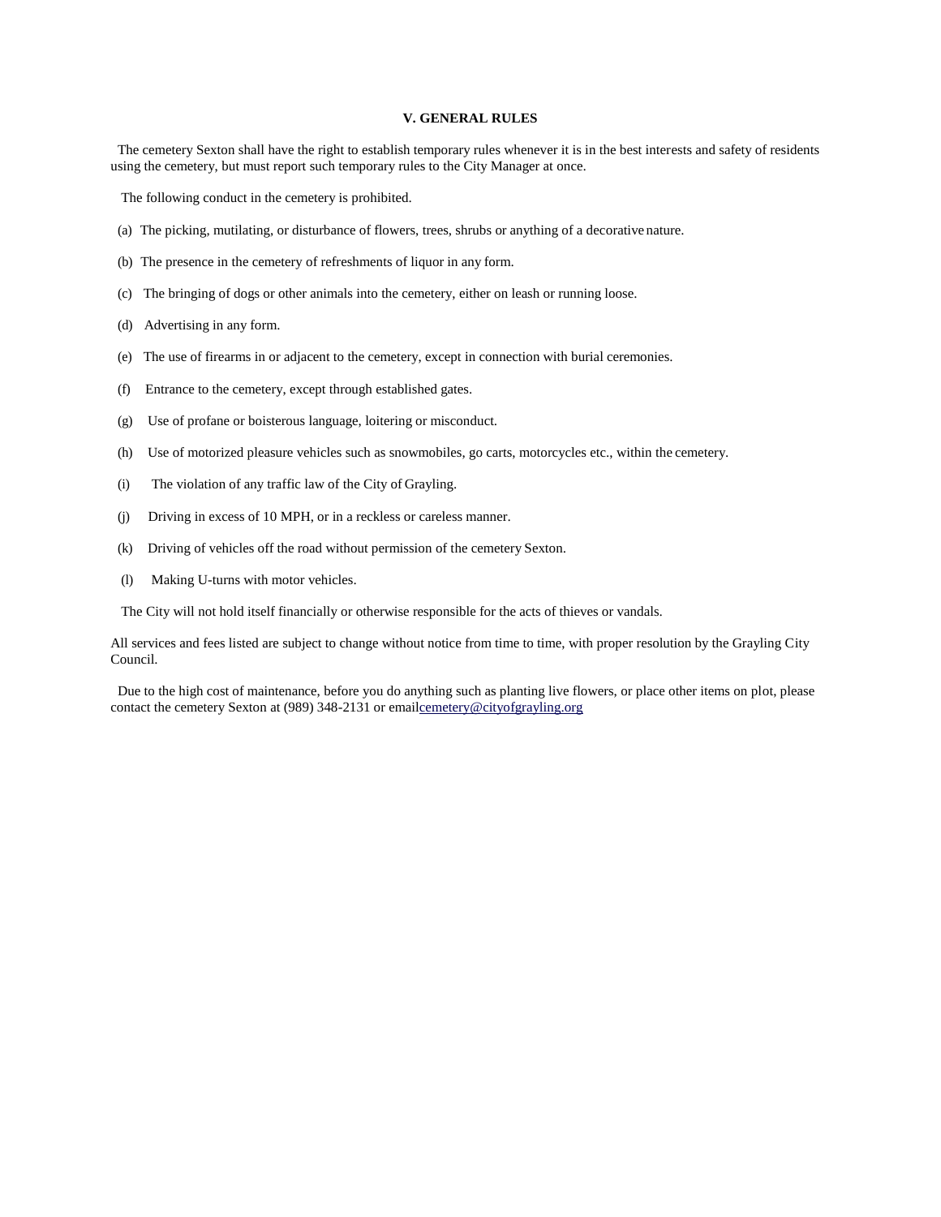### V. GENERAL RULES

The cemetery Sexton shall have the right to establish temporary rules whenever it is in the best interests and safety of residents using the cemetery, but must report such temporary rules to the City Manager at once.

The following conduct in the cemetery is prohibited.

(a) The picking, mutilating, or disturbance of flowers, trees, shrubs or anything of a decorative nature.

(b) The presence in the cemetery of refreshments of liquor in any form.

(c) The bringing of dogs or other animals into the cemetery, either on leash or running loose.

(d) Advertising in any form.

(e) The use of firearms in or adjacent to the cemetery, except in connection with burial ceremonies.

(f) Entrance to the cemetery, except through established gates.

(g) Use of profane or boisterous language, loitering or misconduct.

(h) Use of motorized pleasure vehicles such as snowmobiles, go carts, motorcycles etc., within the cemetery.

(i) The violation of any traffic law of the City of Grayling.

(j) Driving in excess of 10 MPH, or in a reckless or careless manner.

(k) Driving of vehicles off the road without permission of the cemetery Sexton.

(l) Making U-turns with motor vehicles.

The City will not hold itself financially or otherwise responsible for the acts of thieves or vandals.

All services and fees listed are subject to change without notice from time to time, with proper resolution by the Grayling City Council.

Due to the high cost of maintenance, before you do anything such as planting live flowers, or place other items on plot, please contact the cemetery Sexton at (989) 348-2131 or email cemetery@cityofgrayling.org